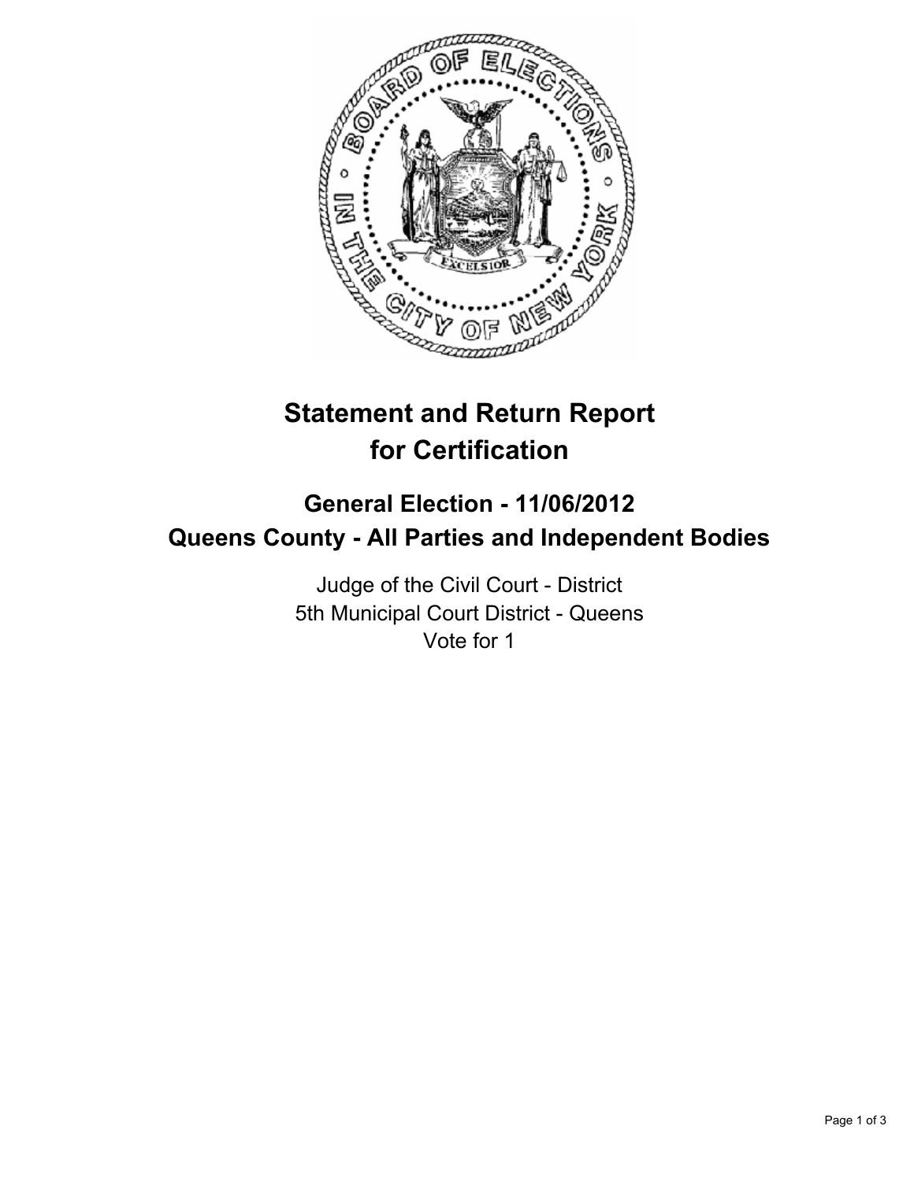# Statement and Return Report for Certification

## General Election - 11/06/2012
## Queens County - All Parties and Independent Bodies

Judge of the Civil Court - District
5th Municipal Court District - Queens
Vote for 1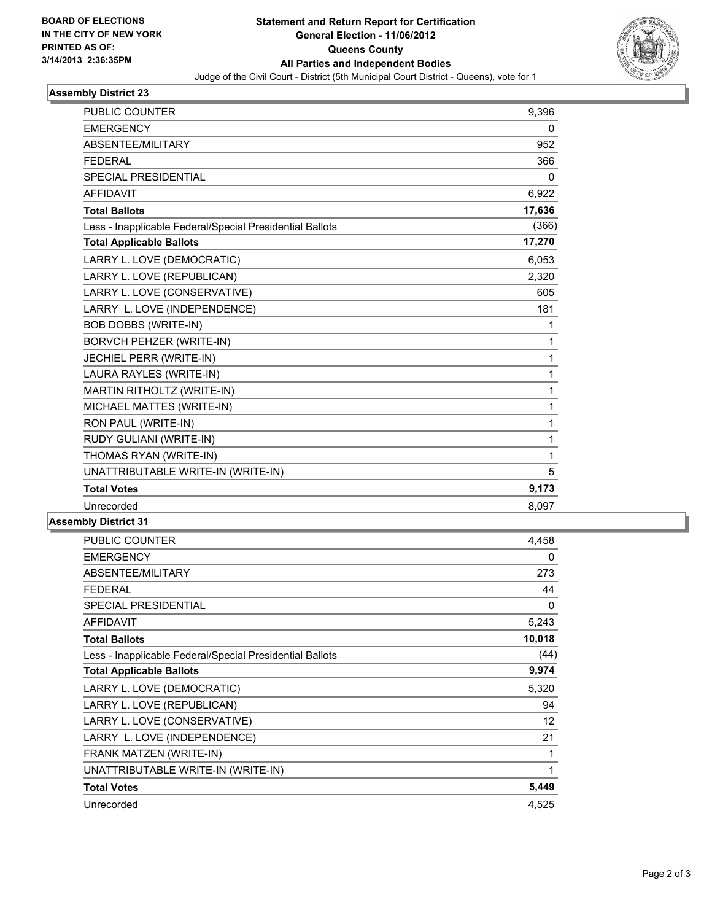BOARD OF ELECTIONS
IN THE CITY OF NEW YORK
PRINTED AS OF:
3/14/2013 2:36:35PM

# Statement and Return Report for Certification
## General Election - 11/06/2012
## Queens County
## All Parties and Independent Bodies

Judge of the Civil Court - District (5th Municipal Court District - Queens), vote for 1

### Assembly District 23

| | |
|---|---|
| PUBLIC COUNTER | 9,396 |
| EMERGENCY | 0 |
| ABSENTEE/MILITARY | 952 |
| FEDERAL | 366 |
| SPECIAL PRESIDENTIAL | 0 |
| AFFIDAVIT | 6,922 |
| **Total Ballots** | **17,636** |
| Less - Inapplicable Federal/Special Presidential Ballots | (366) |
| **Total Applicable Ballots** | **17,270** |
| LARRY L. LOVE (DEMOCRATIC) | 6,053 |
| LARRY L. LOVE (REPUBLICAN) | 2,320 |
| LARRY L. LOVE (CONSERVATIVE) | 605 |
| LARRY L. LOVE (INDEPENDENCE) | 181 |
| BOB DOBBS (WRITE-IN) | 1 |
| BORVCH PEHZER (WRITE-IN) | 1 |
| JECHIEL PERR (WRITE-IN) | 1 |
| LAURA RAYLES (WRITE-IN) | 1 |
| MARTIN RITHOLTZ (WRITE-IN) | 1 |
| MICHAEL MATTES (WRITE-IN) | 1 |
| RON PAUL (WRITE-IN) | 1 |
| RUDY GULIANI (WRITE-IN) | 1 |
| THOMAS RYAN (WRITE-IN) | 1 |
| UNATTRIBUTABLE WRITE-IN (WRITE-IN) | 5 |
| **Total Votes** | **9,173** |
| Unrecorded | 8,097 |

### Assembly District 31

| | |
|---|---|
| PUBLIC COUNTER | 4,458 |
| EMERGENCY | 0 |
| ABSENTEE/MILITARY | 273 |
| FEDERAL | 44 |
| SPECIAL PRESIDENTIAL | 0 |
| AFFIDAVIT | 5,243 |
| **Total Ballots** | **10,018** |
| Less - Inapplicable Federal/Special Presidential Ballots | (44) |
| **Total Applicable Ballots** | **9,974** |
| LARRY L. LOVE (DEMOCRATIC) | 5,320 |
| LARRY L. LOVE (REPUBLICAN) | 94 |
| LARRY L. LOVE (CONSERVATIVE) | 12 |
| LARRY L. LOVE (INDEPENDENCE) | 21 |
| FRANK MATZEN (WRITE-IN) | 1 |
| UNATTRIBUTABLE WRITE-IN (WRITE-IN) | 1 |
| **Total Votes** | **5,449** |
| Unrecorded | 4,525 |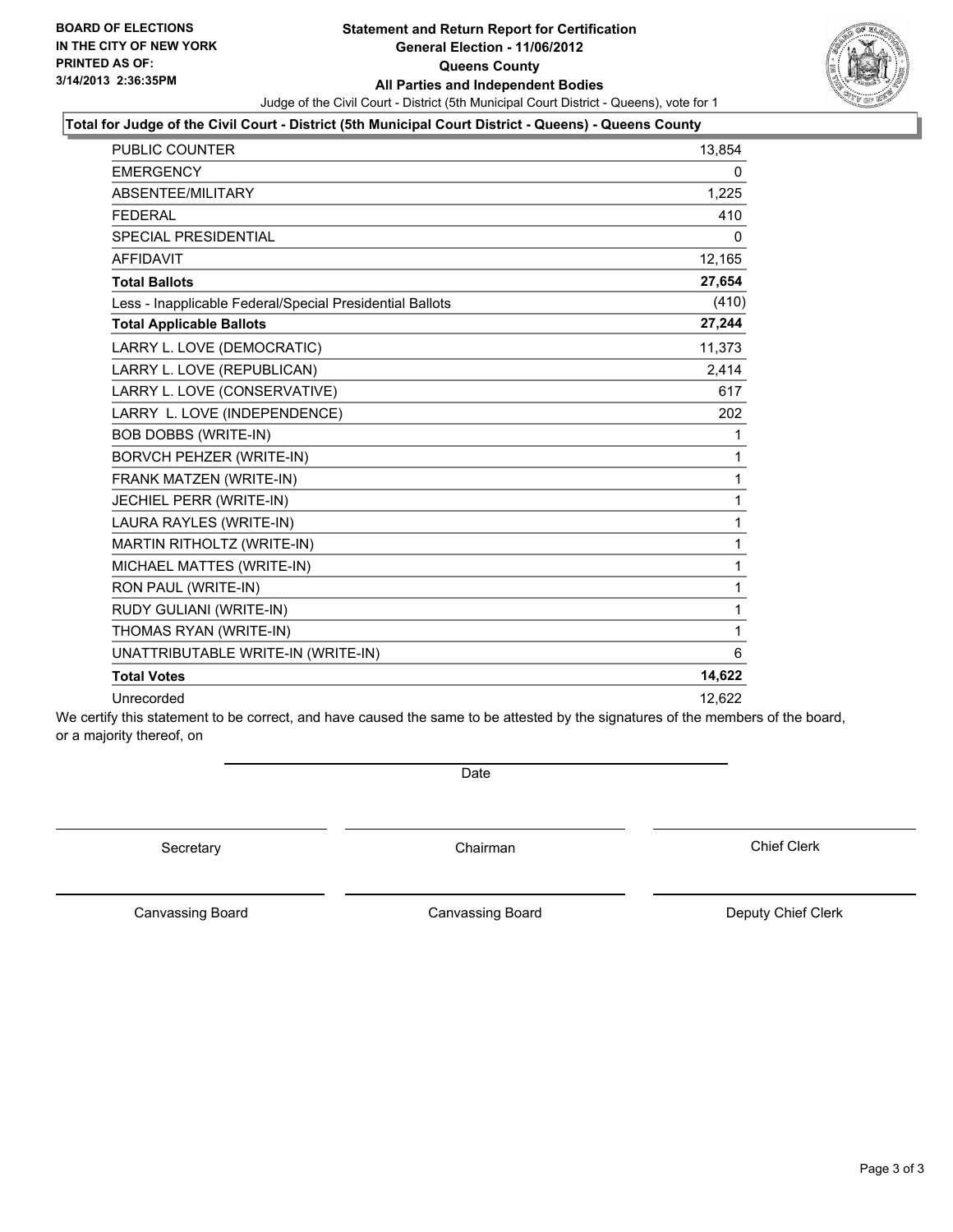**BOARD OF ELECTIONS IN THE CITY OF NEW YORK PRINTED AS OF: 3/14/2013 2:36:35PM**

**Statement and Return Report for Certification**
**General Election - 11/06/2012**
**Queens County**
**All Parties and Independent Bodies**

Judge of the Civil Court - District (5th Municipal Court District - Queens), vote for 1

**Total for Judge of the Civil Court - District (5th Municipal Court District - Queens) - Queens County**

| | |
|---|---|
| PUBLIC COUNTER | 13,854 |
| EMERGENCY | 0 |
| ABSENTEE/MILITARY | 1,225 |
| FEDERAL | 410 |
| SPECIAL PRESIDENTIAL | 0 |
| AFFIDAVIT | 12,165 |
| **Total Ballots** | **27,654** |
| Less - Inapplicable Federal/Special Presidential Ballots | (410) |
| **Total Applicable Ballots** | **27,244** |
| LARRY L. LOVE (DEMOCRATIC) | 11,373 |
| LARRY L. LOVE (REPUBLICAN) | 2,414 |
| LARRY L. LOVE (CONSERVATIVE) | 617 |
| LARRY L. LOVE (INDEPENDENCE) | 202 |
| BOB DOBBS (WRITE-IN) | 1 |
| BORVCH PEHZER (WRITE-IN) | 1 |
| FRANK MATZEN (WRITE-IN) | 1 |
| JECHIEL PERR (WRITE-IN) | 1 |
| LAURA RAYLES (WRITE-IN) | 1 |
| MARTIN RITHOLTZ (WRITE-IN) | 1 |
| MICHAEL MATTES (WRITE-IN) | 1 |
| RON PAUL (WRITE-IN) | 1 |
| RUDY GULIANI (WRITE-IN) | 1 |
| THOMAS RYAN (WRITE-IN) | 1 |
| UNATTRIBUTABLE WRITE-IN (WRITE-IN) | 6 |
| **Total Votes** | **14,622** |
| Unrecorded | 12,622 |

We certify this statement to be correct, and have caused the same to be attested by the signatures of the members of the board, or a majority thereof, on

Date

Secretary

Chairman

Chief Clerk

Canvassing Board

Canvassing Board

Deputy Chief Clerk